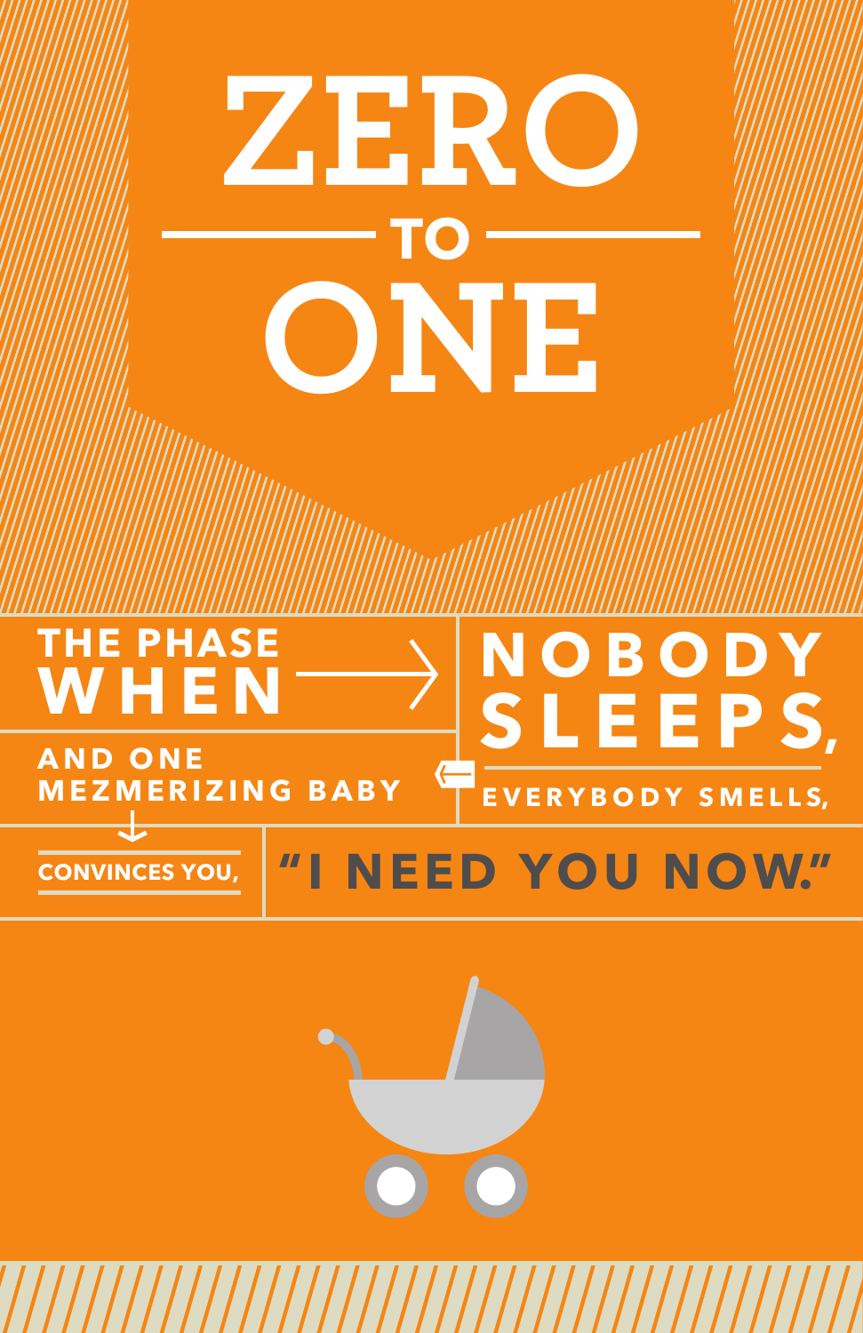# ZERO TO ONE

THE PHASE WHEN NOBODY SLEEPS, EVERYBODY SMELLS, AND ONE MEZMERIZING BABY CONVINCES YOU, "I NEED YOU NOW."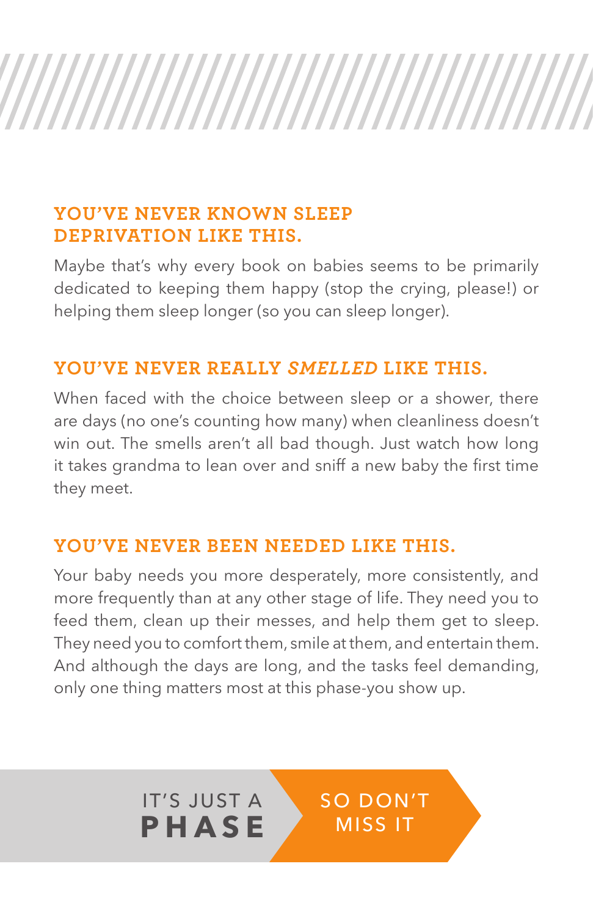## YOU'VE NEVER KNOWN SLEEP DEPRIVATION LIKE THIS.

Maybe that's why every book on babies seems to be primarily dedicated to keeping them happy (stop the crying, please!) or helping them sleep longer (so you can sleep longer).

## YOU'VE NEVER REALLY *SMELLED* LIKE THIS.

When faced with the choice between sleep or a shower, there are days (no one's counting how many) when cleanliness doesn't win out. The smells aren't all bad though. Just watch how long it takes grandma to lean over and sniff a new baby the first time they meet.

## YOU'VE NEVER BEEN NEEDED LIKE THIS.

Your baby needs you more desperately, more consistently, and more frequently than at any other stage of life. They need you to feed them, clean up their messes, and help them get to sleep. They need you to comfort them, smile at them, and entertain them. And although the days are long, and the tasks feel demanding, only one thing matters most at this phase-you show up.

IT'S JUST A **PHASE** SO DON'T MISS IT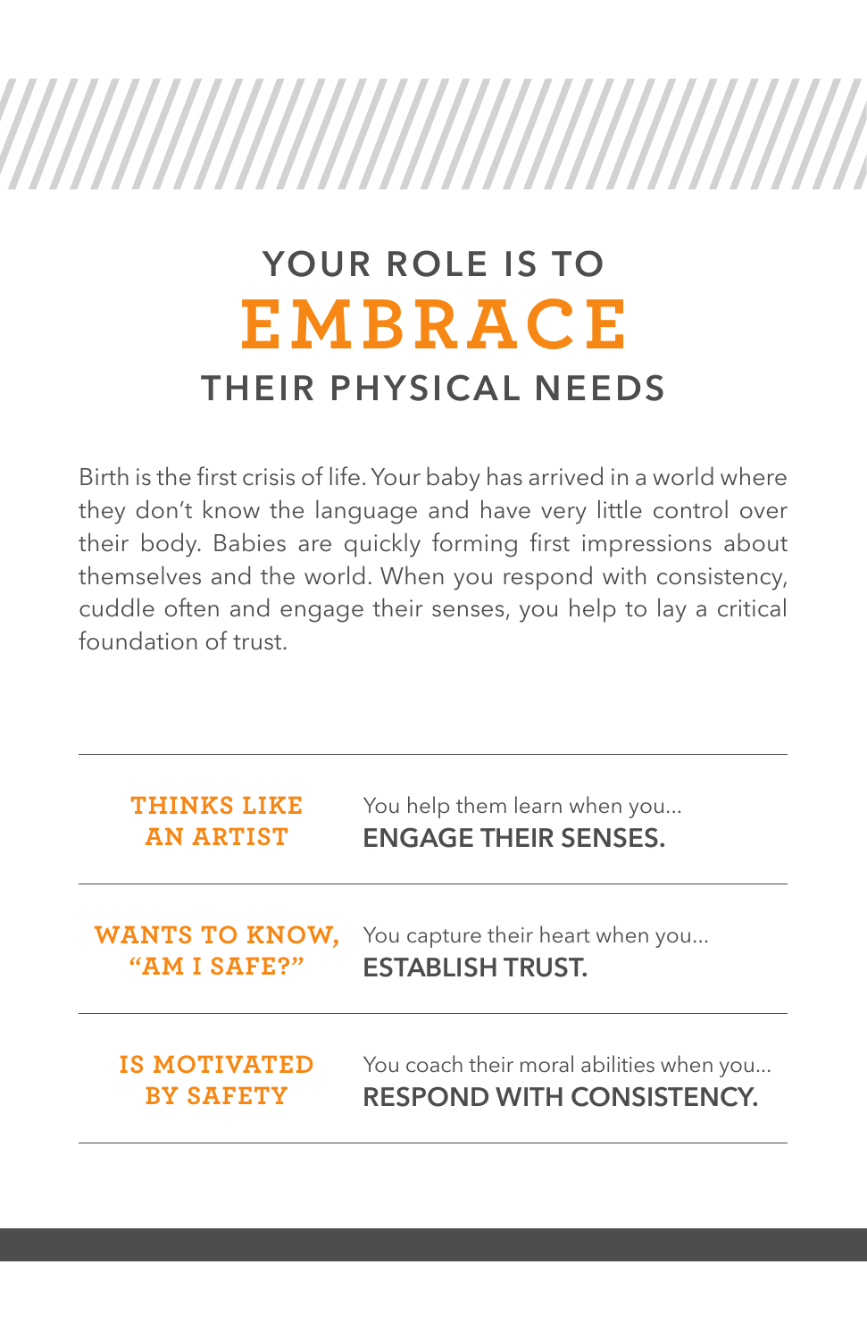# YOUR ROLE IS TO EMBRACE THEIR PHYSICAL NEEDS

Birth is the first crisis of life. Your baby has arrived in a world where they don't know the language and have very little control over their body. Babies are quickly forming first impressions about themselves and the world. When you respond with consistency, cuddle often and engage their senses, you help to lay a critical foundation of trust.

| | |
|---|---|
| **THINKS LIKE AN ARTIST** | You help them learn when you... **ENGAGE THEIR SENSES.** |
| **WANTS TO KNOW, "AM I SAFE?"** | You capture their heart when you... **ESTABLISH TRUST.** |
| **IS MOTIVATED BY SAFETY** | You coach their moral abilities when you... **RESPOND WITH CONSISTENCY.** |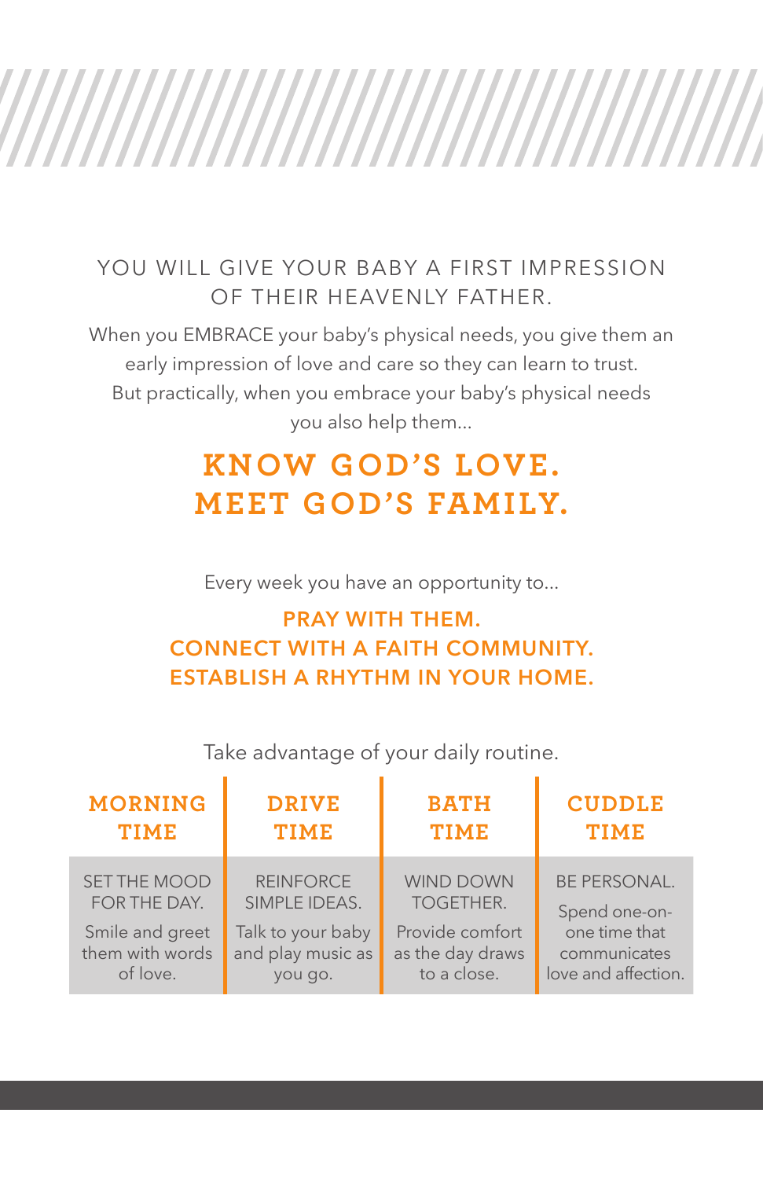YOU WILL GIVE YOUR BABY A FIRST IMPRESSION OF THEIR HEAVENLY FATHER.

When you EMBRACE your baby's physical needs, you give them an early impression of love and care so they can learn to trust. But practically, when you embrace your baby's physical needs you also help them...

## KNOW GOD'S LOVE. MEET GOD'S FAMILY.

Every week you have an opportunity to...

**PRAY WITH THEM.**
**CONNECT WITH A FAITH COMMUNITY.**
**ESTABLISH A RHYTHM IN YOUR HOME.**

Take advantage of your daily routine.

| MORNING TIME | DRIVE TIME | BATH TIME | CUDDLE TIME |
|---|---|---|---|
| SET THE MOOD FOR THE DAY. Smile and greet them with words of love. | REINFORCE SIMPLE IDEAS. Talk to your baby and play music as you go. | WIND DOWN TOGETHER. Provide comfort as the day draws to a close. | BE PERSONAL. Spend one-on-one time that communicates love and affection. |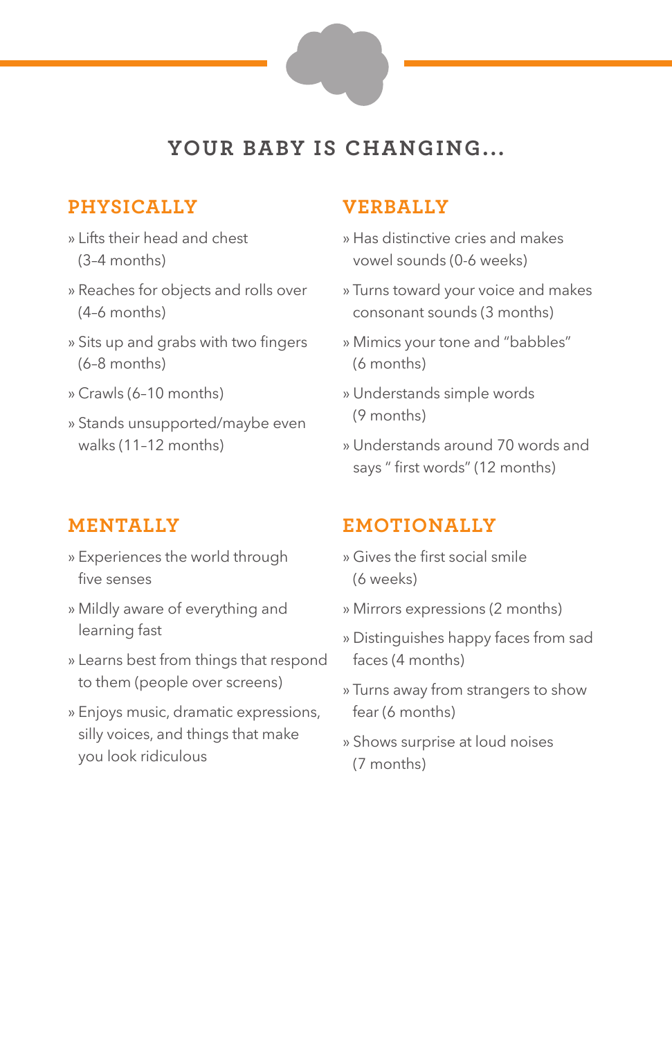# YOUR BABY IS CHANGING...

## PHYSICALLY

- Lifts their head and chest (3-4 months)
- Reaches for objects and rolls over (4–6 months)
- Sits up and grabs with two fingers (6–8 months)
- Crawls (6–10 months)
- Stands unsupported/maybe even walks (11–12 months)

## VERBALLY

- Has distinctive cries and makes vowel sounds (0-6 weeks)
- Turns toward your voice and makes consonant sounds (3 months)
- Mimics your tone and "babbles" (6 months)
- Understands simple words (9 months)
- Understands around 70 words and says " first words" (12 months)

## MENTALLY

- Experiences the world through five senses
- Mildly aware of everything and learning fast
- Learns best from things that respond to them (people over screens)
- Enjoys music, dramatic expressions, silly voices, and things that make you look ridiculous

## EMOTIONALLY

- Gives the first social smile (6 weeks)
- Mirrors expressions (2 months)
- Distinguishes happy faces from sad faces (4 months)
- Turns away from strangers to show fear (6 months)
- Shows surprise at loud noises (7 months)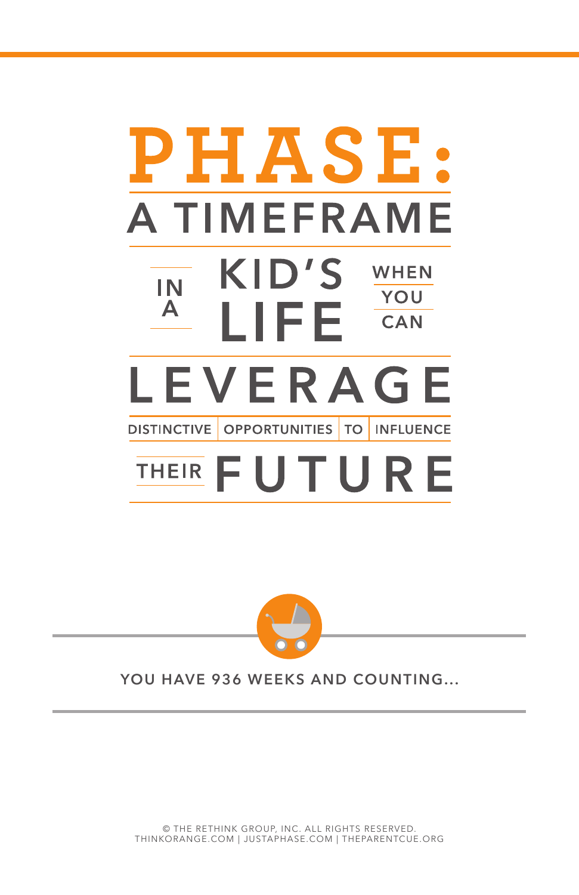# PHASE:

## A TIMEFRAME IN A KID'S LIFE WHEN YOU CAN LEVERAGE DISTINCTIVE OPPORTUNITIES TO INFLUENCE THEIR FUTURE

YOU HAVE 936 WEEKS AND COUNTING...

© THE RETHINK GROUP, INC. ALL RIGHTS RESERVED.
THINKORANGE.COM | JUSTAPHASE.COM | THEPARENTCUE.ORG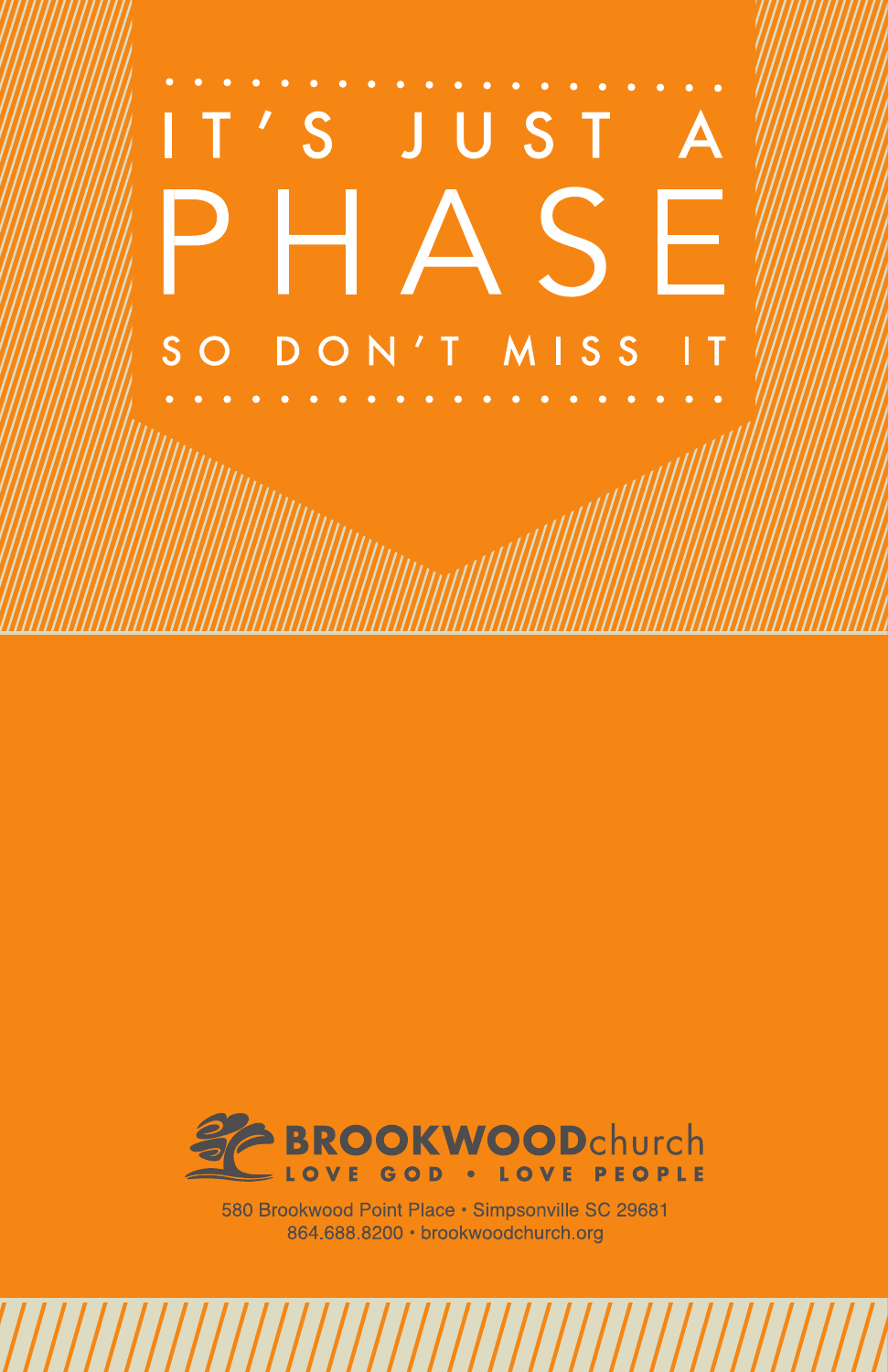# IT'S JUST A PHASE

## SO DON'T MISS IT

**BROOKWOOD**church

LOVE GOD • LOVE PEOPLE

580 Brookwood Point Place • Simpsonville SC 29681
864.688.8200 • brookwoodchurch.org